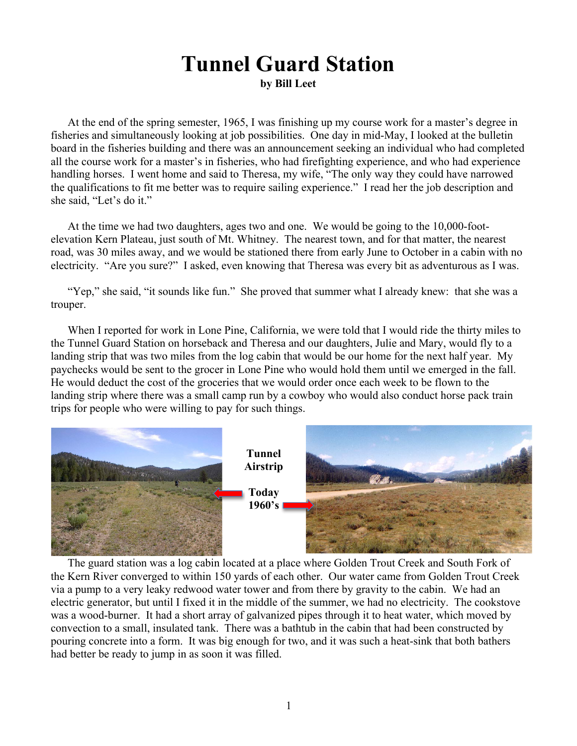# Tunnel Guard Station

**by Bill Leet**

At the end of the spring semester, 1965, I was finishing up my course work for a master's degree in fisheries and simultaneously looking at job possibilities. One day in mid-May, I looked at the bulletin board in the fisheries building and there was an announcement seeking an individual who had completed all the course work for a master's in fisheries, who had firefighting experience, and who had experience handling horses. I went home and said to Theresa, my wife, "The only way they could have narrowed the qualifications to fit me better was to require sailing experience." I read her the job description and she said, "Let's do it."

At the time we had two daughters, ages two and one. We would be going to the 10,000-foot-elevation Kern Plateau, just south of Mt. Whitney. The nearest town, and for that matter, the nearest road, was 30 miles away, and we would be stationed there from early June to October in a cabin with no electricity. "Are you sure?" I asked, even knowing that Theresa was every bit as adventurous as I was.

"Yep," she said, "it sounds like fun." She proved that summer what I already knew: that she was a trouper.

When I reported for work in Lone Pine, California, we were told that I would ride the thirty miles to the Tunnel Guard Station on horseback and Theresa and our daughters, Julie and Mary, would fly to a landing strip that was two miles from the log cabin that would be our home for the next half year. My paychecks would be sent to the grocer in Lone Pine who would hold them until we emerged in the fall. He would deduct the cost of the groceries that we would order once each week to be flown to the landing strip where there was a small camp run by a cowboy who would also conduct horse pack train trips for people who were willing to pay for such things.

**Tunnel Airstrip**

**Today**

**1960's**

The guard station was a log cabin located at a place where Golden Trout Creek and South Fork of the Kern River converged to within 150 yards of each other. Our water came from Golden Trout Creek via a pump to a very leaky redwood water tower and from there by gravity to the cabin. We had an electric generator, but until I fixed it in the middle of the summer, we had no electricity. The cookstove was a wood-burner. It had a short array of galvanized pipes through it to heat water, which moved by convection to a small, insulated tank. There was a bathtub in the cabin that had been constructed by pouring concrete into a form. It was big enough for two, and it was such a heat-sink that both bathers had better be ready to jump in as soon it was filled.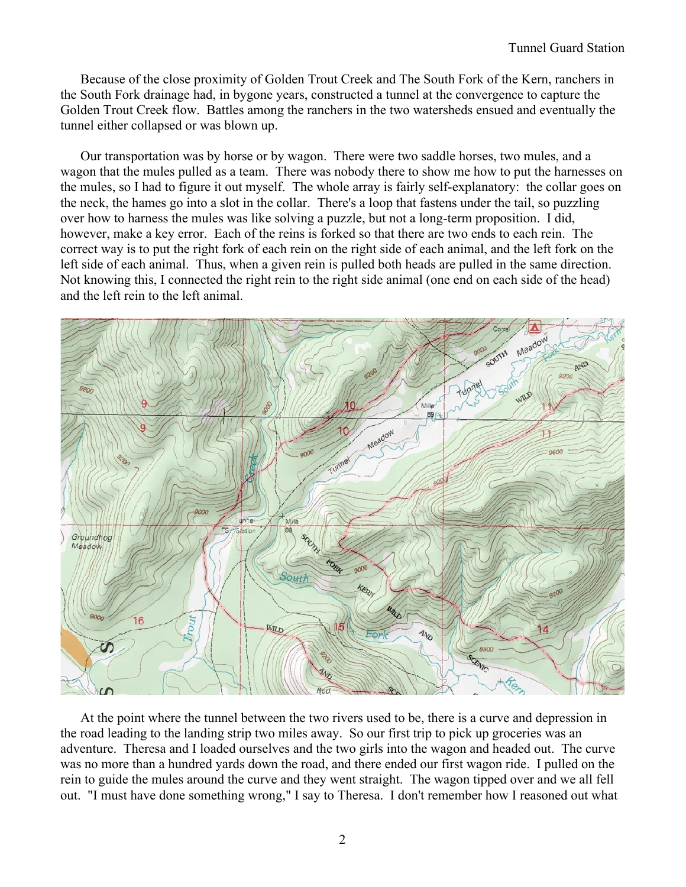Because of the close proximity of Golden Trout Creek and The South Fork of the Kern, ranchers in the South Fork drainage had, in bygone years, constructed a tunnel at the convergence to capture the Golden Trout Creek flow. Battles among the ranchers in the two watersheds ensued and eventually the tunnel either collapsed or was blown up.

Our transportation was by horse or by wagon. There were two saddle horses, two mules, and a wagon that the mules pulled as a team. There was nobody there to show me how to put the harnesses on the mules, so I had to figure it out myself. The whole array is fairly self-explanatory: the collar goes on the neck, the hames go into a slot in the collar. There's a loop that fastens under the tail, so puzzling over how to harness the mules was like solving a puzzle, but not a long-term proposition. I did, however, make a key error. Each of the reins is forked so that there are two ends to each rein. The correct way is to put the right fork of each rein on the right side of each animal, and the left fork on the left side of each animal. Thus, when a given rein is pulled both heads are pulled in the same direction. Not knowing this, I connected the right rein to the right side animal (one end on each side of the head) and the left rein to the left animal.

At the point where the tunnel between the two rivers used to be, there is a curve and depression in the road leading to the landing strip two miles away. So our first trip to pick up groceries was an adventure. Theresa and I loaded ourselves and the two girls into the wagon and headed out. The curve was no more than a hundred yards down the road, and there ended our first wagon ride. I pulled on the rein to guide the mules around the curve and they went straight. The wagon tipped over and we all fell out. "I must have done something wrong," I say to Theresa. I don't remember how I reasoned out what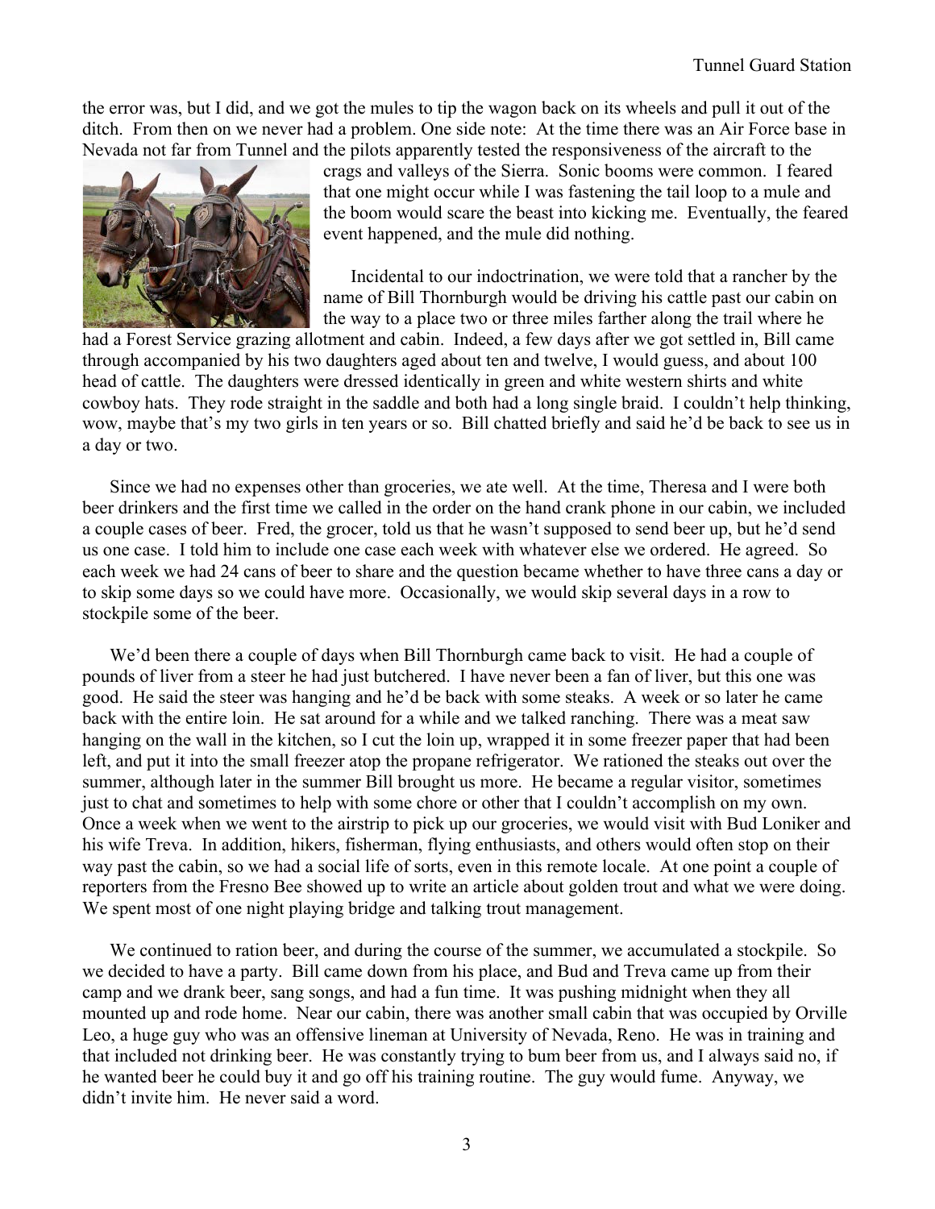the error was, but I did, and we got the mules to tip the wagon back on its wheels and pull it out of the ditch. From then on we never had a problem. One side note: At the time there was an Air Force base in Nevada not far from Tunnel and the pilots apparently tested the responsiveness of the aircraft to the crags and valleys of the Sierra. Sonic booms were common. I feared that one might occur while I was fastening the tail loop to a mule and the boom would scare the beast into kicking me. Eventually, the feared event happened, and the mule did nothing.

Incidental to our indoctrination, we were told that a rancher by the name of Bill Thornburgh would be driving his cattle past our cabin on the way to a place two or three miles farther along the trail where he had a Forest Service grazing allotment and cabin. Indeed, a few days after we got settled in, Bill came through accompanied by his two daughters aged about ten and twelve, I would guess, and about 100 head of cattle. The daughters were dressed identically in green and white western shirts and white cowboy hats. They rode straight in the saddle and both had a long single braid. I couldn't help thinking, wow, maybe that's my two girls in ten years or so. Bill chatted briefly and said he'd be back to see us in a day or two.

Since we had no expenses other than groceries, we ate well. At the time, Theresa and I were both beer drinkers and the first time we called in the order on the hand crank phone in our cabin, we included a couple cases of beer. Fred, the grocer, told us that he wasn't supposed to send beer up, but he'd send us one case. I told him to include one case each week with whatever else we ordered. He agreed. So each week we had 24 cans of beer to share and the question became whether to have three cans a day or to skip some days so we could have more. Occasionally, we would skip several days in a row to stockpile some of the beer.

We'd been there a couple of days when Bill Thornburgh came back to visit. He had a couple of pounds of liver from a steer he had just butchered. I have never been a fan of liver, but this one was good. He said the steer was hanging and he'd be back with some steaks. A week or so later he came back with the entire loin. He sat around for a while and we talked ranching. There was a meat saw hanging on the wall in the kitchen, so I cut the loin up, wrapped it in some freezer paper that had been left, and put it into the small freezer atop the propane refrigerator. We rationed the steaks out over the summer, although later in the summer Bill brought us more. He became a regular visitor, sometimes just to chat and sometimes to help with some chore or other that I couldn't accomplish on my own. Once a week when we went to the airstrip to pick up our groceries, we would visit with Bud Loniker and his wife Treva. In addition, hikers, fisherman, flying enthusiasts, and others would often stop on their way past the cabin, so we had a social life of sorts, even in this remote locale. At one point a couple of reporters from the Fresno Bee showed up to write an article about golden trout and what we were doing. We spent most of one night playing bridge and talking trout management.

We continued to ration beer, and during the course of the summer, we accumulated a stockpile. So we decided to have a party. Bill came down from his place, and Bud and Treva came up from their camp and we drank beer, sang songs, and had a fun time. It was pushing midnight when they all mounted up and rode home. Near our cabin, there was another small cabin that was occupied by Orville Leo, a huge guy who was an offensive lineman at University of Nevada, Reno. He was in training and that included not drinking beer. He was constantly trying to bum beer from us, and I always said no, if he wanted beer he could buy it and go off his training routine. The guy would fume. Anyway, we didn't invite him. He never said a word.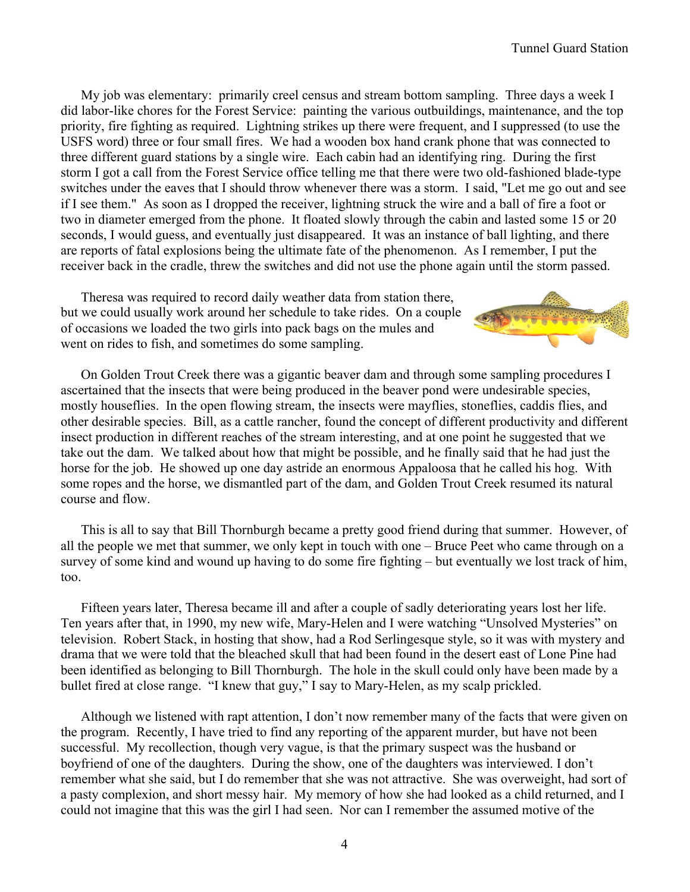My job was elementary: primarily creel census and stream bottom sampling. Three days a week I did labor-like chores for the Forest Service: painting the various outbuildings, maintenance, and the top priority, fire fighting as required. Lightning strikes up there were frequent, and I suppressed (to use the USFS word) three or four small fires. We had a wooden box hand crank phone that was connected to three different guard stations by a single wire. Each cabin had an identifying ring. During the first storm I got a call from the Forest Service office telling me that there were two old-fashioned blade-type switches under the eaves that I should throw whenever there was a storm. I said, "Let me go out and see if I see them." As soon as I dropped the receiver, lightning struck the wire and a ball of fire a foot or two in diameter emerged from the phone. It floated slowly through the cabin and lasted some 15 or 20 seconds, I would guess, and eventually just disappeared. It was an instance of ball lighting, and there are reports of fatal explosions being the ultimate fate of the phenomenon. As I remember, I put the receiver back in the cradle, threw the switches and did not use the phone again until the storm passed.

Theresa was required to record daily weather data from station there, but we could usually work around her schedule to take rides. On a couple of occasions we loaded the two girls into pack bags on the mules and went on rides to fish, and sometimes do some sampling.

On Golden Trout Creek there was a gigantic beaver dam and through some sampling procedures I ascertained that the insects that were being produced in the beaver pond were undesirable species, mostly houseflies. In the open flowing stream, the insects were mayflies, stoneflies, caddis flies, and other desirable species. Bill, as a cattle rancher, found the concept of different productivity and different insect production in different reaches of the stream interesting, and at one point he suggested that we take out the dam. We talked about how that might be possible, and he finally said that he had just the horse for the job. He showed up one day astride an enormous Appaloosa that he called his hog. With some ropes and the horse, we dismantled part of the dam, and Golden Trout Creek resumed its natural course and flow.

This is all to say that Bill Thornburgh became a pretty good friend during that summer. However, of all the people we met that summer, we only kept in touch with one – Bruce Peet who came through on a survey of some kind and wound up having to do some fire fighting – but eventually we lost track of him, too.

Fifteen years later, Theresa became ill and after a couple of sadly deteriorating years lost her life. Ten years after that, in 1990, my new wife, Mary-Helen and I were watching "Unsolved Mysteries" on television. Robert Stack, in hosting that show, had a Rod Serlingesque style, so it was with mystery and drama that we were told that the bleached skull that had been found in the desert east of Lone Pine had been identified as belonging to Bill Thornburgh. The hole in the skull could only have been made by a bullet fired at close range. "I knew that guy," I say to Mary-Helen, as my scalp prickled.

Although we listened with rapt attention, I don't now remember many of the facts that were given on the program. Recently, I have tried to find any reporting of the apparent murder, but have not been successful. My recollection, though very vague, is that the primary suspect was the husband or boyfriend of one of the daughters. During the show, one of the daughters was interviewed. I don't remember what she said, but I do remember that she was not attractive. She was overweight, had sort of a pasty complexion, and short messy hair. My memory of how she had looked as a child returned, and I could not imagine that this was the girl I had seen. Nor can I remember the assumed motive of the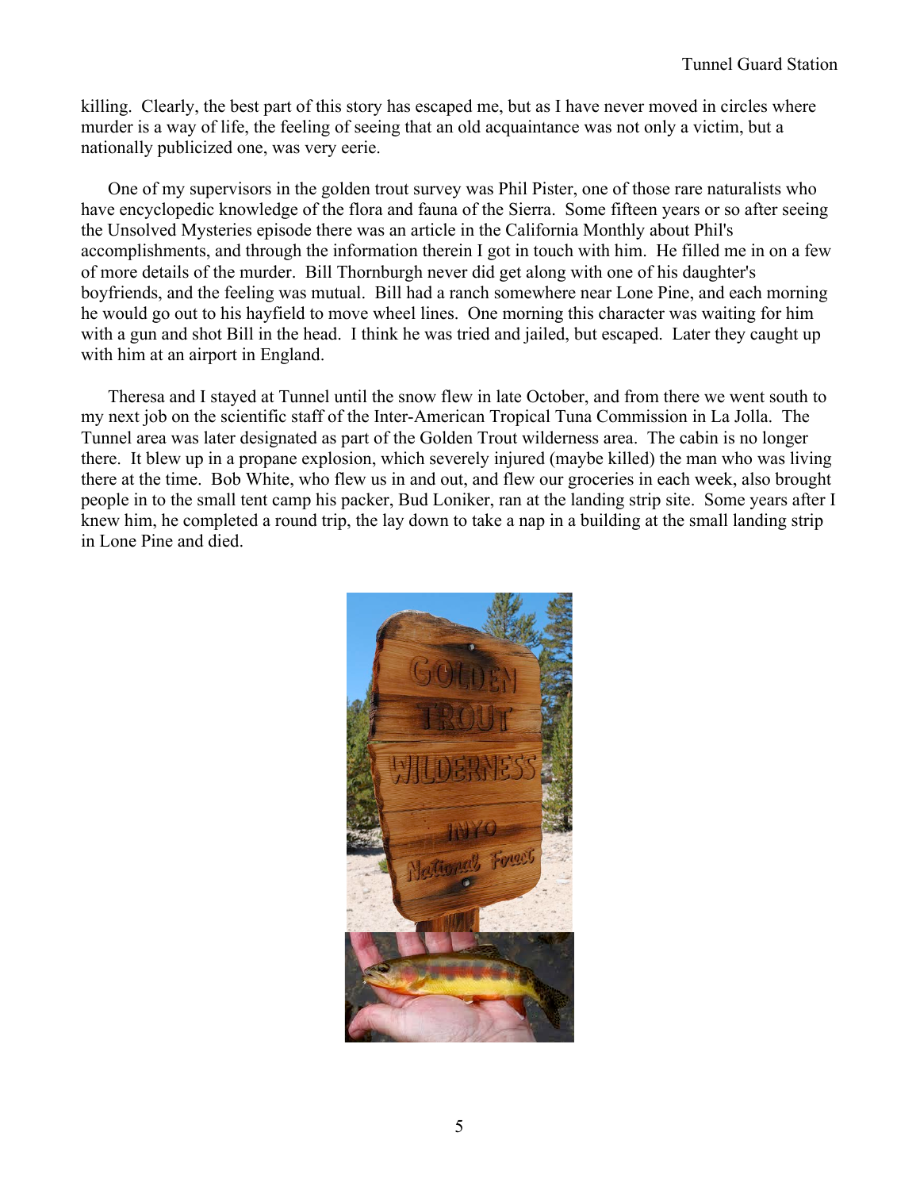killing. Clearly, the best part of this story has escaped me, but as I have never moved in circles where murder is a way of life, the feeling of seeing that an old acquaintance was not only a victim, but a nationally publicized one, was very eerie.

One of my supervisors in the golden trout survey was Phil Pister, one of those rare naturalists who have encyclopedic knowledge of the flora and fauna of the Sierra. Some fifteen years or so after seeing the Unsolved Mysteries episode there was an article in the California Monthly about Phil's accomplishments, and through the information therein I got in touch with him. He filled me in on a few of more details of the murder. Bill Thornburgh never did get along with one of his daughter's boyfriends, and the feeling was mutual. Bill had a ranch somewhere near Lone Pine, and each morning he would go out to his hayfield to move wheel lines. One morning this character was waiting for him with a gun and shot Bill in the head. I think he was tried and jailed, but escaped. Later they caught up with him at an airport in England.

Theresa and I stayed at Tunnel until the snow flew in late October, and from there we went south to my next job on the scientific staff of the Inter-American Tropical Tuna Commission in La Jolla. The Tunnel area was later designated as part of the Golden Trout wilderness area. The cabin is no longer there. It blew up in a propane explosion, which severely injured (maybe killed) the man who was living there at the time. Bob White, who flew us in and out, and flew our groceries in each week, also brought people in to the small tent camp his packer, Bud Loniker, ran at the landing strip site. Some years after I knew him, he completed a round trip, the lay down to take a nap in a building at the small landing strip in Lone Pine and died.